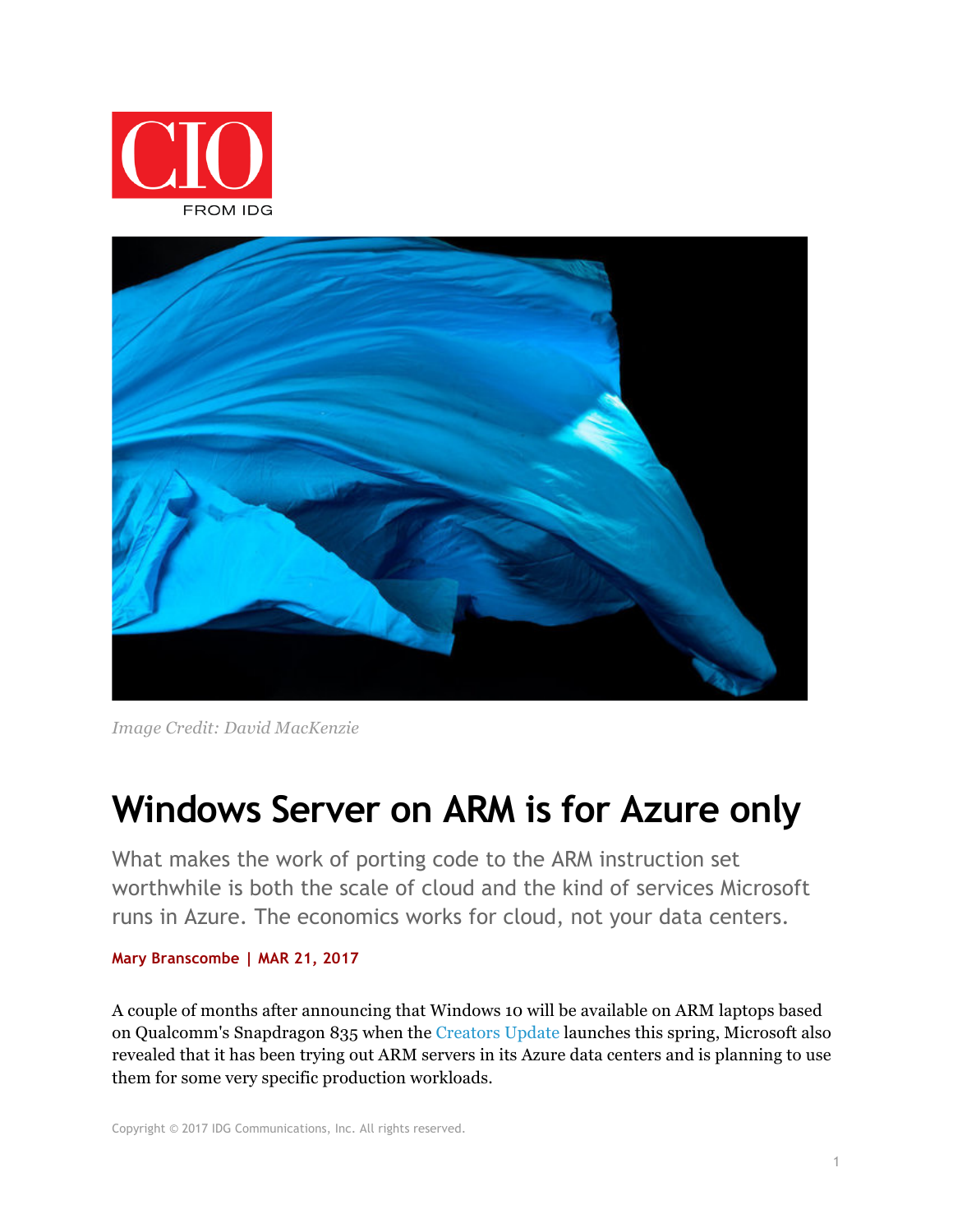CIO

FROM IDG

*Image Credit: David MacKenzie*

# Windows Server on ARM is for Azure only

What makes the work of porting code to the ARM instruction set worthwhile is both the scale of cloud and the kind of services Microsoft runs in Azure. The economics works for cloud, not your data centers.

**Mary Branscombe | MAR 21, 2017**

A couple of months after announcing that Windows 10 will be available on ARM laptops based on Qualcomm's Snapdragon 835 when the Creators Update launches this spring, Microsoft also revealed that it has been trying out ARM servers in its Azure data centers and is planning to use them for some very specific production workloads.

Copyright © 2017 IDG Communications, Inc. All rights reserved.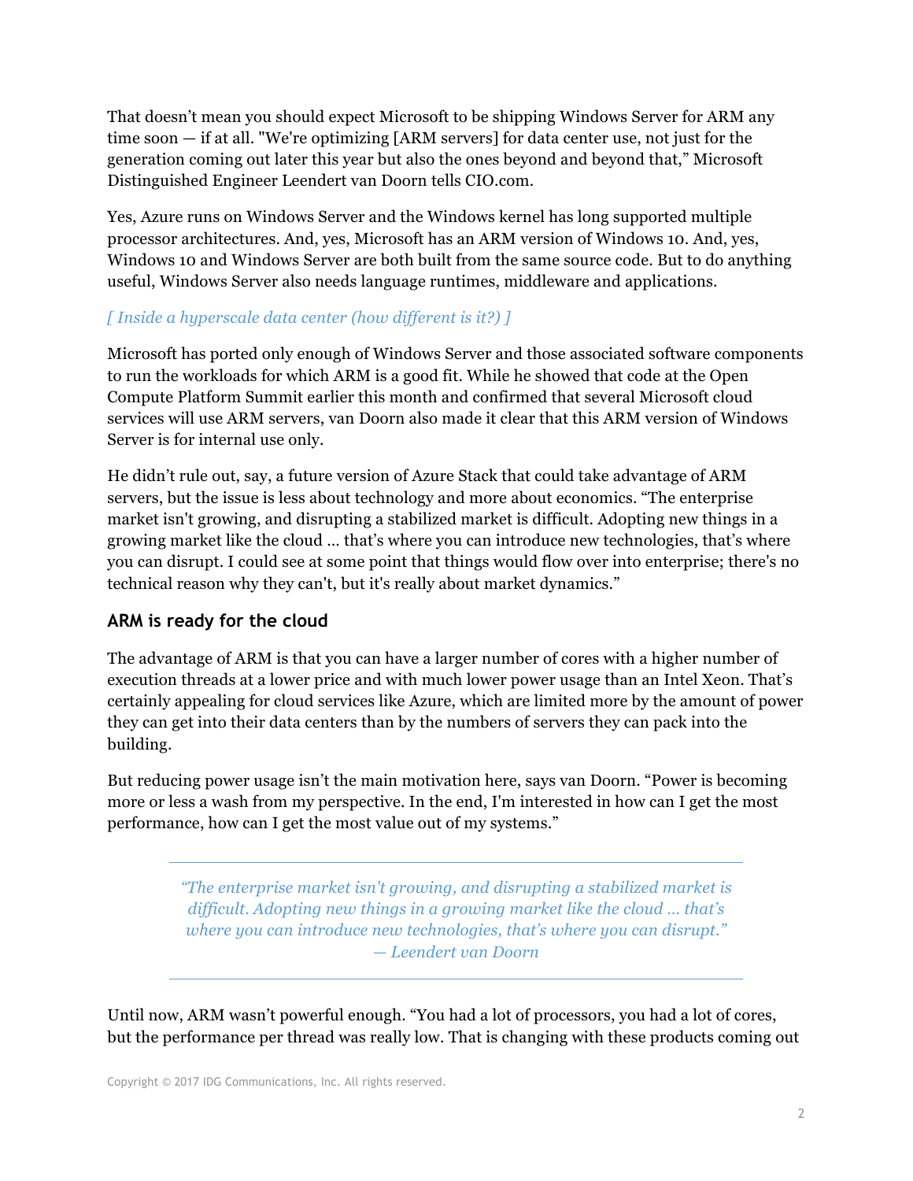That doesn't mean you should expect Microsoft to be shipping Windows Server for ARM any time soon — if at all. "We're optimizing [ARM servers] for data center use, not just for the generation coming out later this year but also the ones beyond and beyond that," Microsoft Distinguished Engineer Leendert van Doorn tells CIO.com.

Yes, Azure runs on Windows Server and the Windows kernel has long supported multiple processor architectures. And, yes, Microsoft has an ARM version of Windows 10. And, yes, Windows 10 and Windows Server are both built from the same source code. But to do anything useful, Windows Server also needs language runtimes, middleware and applications.

*[ Inside a hyperscale data center (how different is it?) ]*

Microsoft has ported only enough of Windows Server and those associated software components to run the workloads for which ARM is a good fit. While he showed that code at the Open Compute Platform Summit earlier this month and confirmed that several Microsoft cloud services will use ARM servers, van Doorn also made it clear that this ARM version of Windows Server is for internal use only.

He didn't rule out, say, a future version of Azure Stack that could take advantage of ARM servers, but the issue is less about technology and more about economics. "The enterprise market isn't growing, and disrupting a stabilized market is difficult. Adopting new things in a growing market like the cloud … that's where you can introduce new technologies, that's where you can disrupt. I could see at some point that things would flow over into enterprise; there's no technical reason why they can't, but it's really about market dynamics."

## ARM is ready for the cloud

The advantage of ARM is that you can have a larger number of cores with a higher number of execution threads at a lower price and with much lower power usage than an Intel Xeon. That's certainly appealing for cloud services like Azure, which are limited more by the amount of power they can get into their data centers than by the numbers of servers they can pack into the building.

But reducing power usage isn't the main motivation here, says van Doorn. "Power is becoming more or less a wash from my perspective. In the end, I'm interested in how can I get the most performance, how can I get the most value out of my systems."

> *"The enterprise market isn't growing, and disrupting a stabilized market is difficult. Adopting new things in a growing market like the cloud … that's where you can introduce new technologies, that's where you can disrupt."*
> *— Leendert van Doorn*

Until now, ARM wasn't powerful enough. "You had a lot of processors, you had a lot of cores, but the performance per thread was really low. That is changing with these products coming out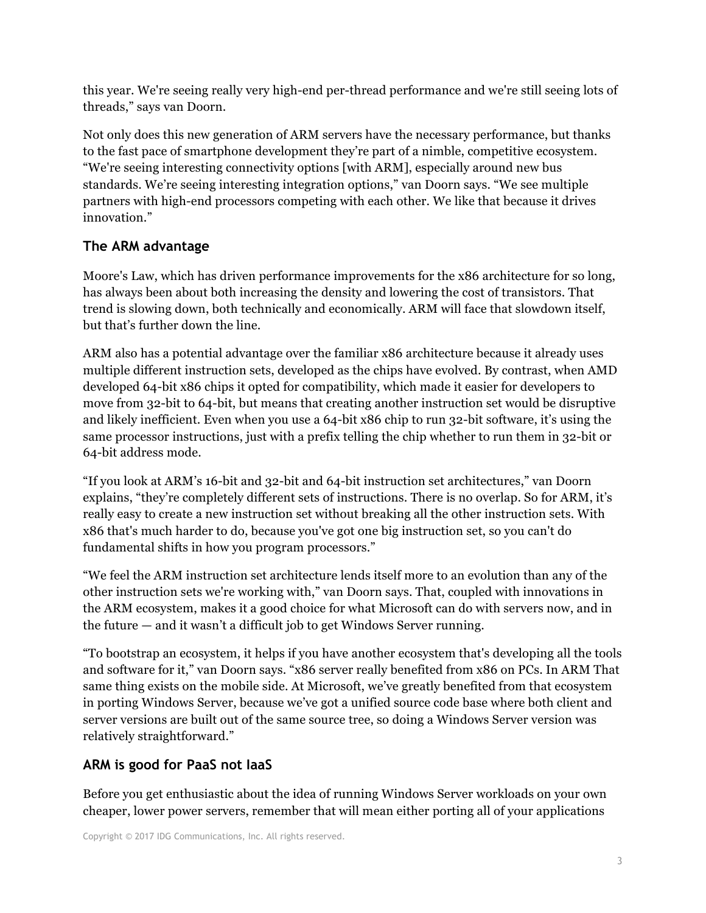this year. We're seeing really very high-end per-thread performance and we're still seeing lots of threads," says van Doorn.

Not only does this new generation of ARM servers have the necessary performance, but thanks to the fast pace of smartphone development they're part of a nimble, competitive ecosystem. "We're seeing interesting connectivity options [with ARM], especially around new bus standards. We're seeing interesting integration options," van Doorn says. "We see multiple partners with high-end processors competing with each other. We like that because it drives innovation."

## The ARM advantage

Moore's Law, which has driven performance improvements for the x86 architecture for so long, has always been about both increasing the density and lowering the cost of transistors. That trend is slowing down, both technically and economically. ARM will face that slowdown itself, but that's further down the line.

ARM also has a potential advantage over the familiar x86 architecture because it already uses multiple different instruction sets, developed as the chips have evolved. By contrast, when AMD developed 64-bit x86 chips it opted for compatibility, which made it easier for developers to move from 32-bit to 64-bit, but means that creating another instruction set would be disruptive and likely inefficient. Even when you use a 64-bit x86 chip to run 32-bit software, it's using the same processor instructions, just with a prefix telling the chip whether to run them in 32-bit or 64-bit address mode.

"If you look at ARM's 16-bit and 32-bit and 64-bit instruction set architectures," van Doorn explains, "they're completely different sets of instructions. There is no overlap. So for ARM, it's really easy to create a new instruction set without breaking all the other instruction sets. With x86 that's much harder to do, because you've got one big instruction set, so you can't do fundamental shifts in how you program processors."

"We feel the ARM instruction set architecture lends itself more to an evolution than any of the other instruction sets we're working with," van Doorn says. That, coupled with innovations in the ARM ecosystem, makes it a good choice for what Microsoft can do with servers now, and in the future — and it wasn't a difficult job to get Windows Server running.

"To bootstrap an ecosystem, it helps if you have another ecosystem that's developing all the tools and software for it," van Doorn says. "x86 server really benefited from x86 on PCs. In ARM That same thing exists on the mobile side. At Microsoft, we've greatly benefited from that ecosystem in porting Windows Server, because we've got a unified source code base where both client and server versions are built out of the same source tree, so doing a Windows Server version was relatively straightforward."

## ARM is good for PaaS not IaaS

Before you get enthusiastic about the idea of running Windows Server workloads on your own cheaper, lower power servers, remember that will mean either porting all of your applications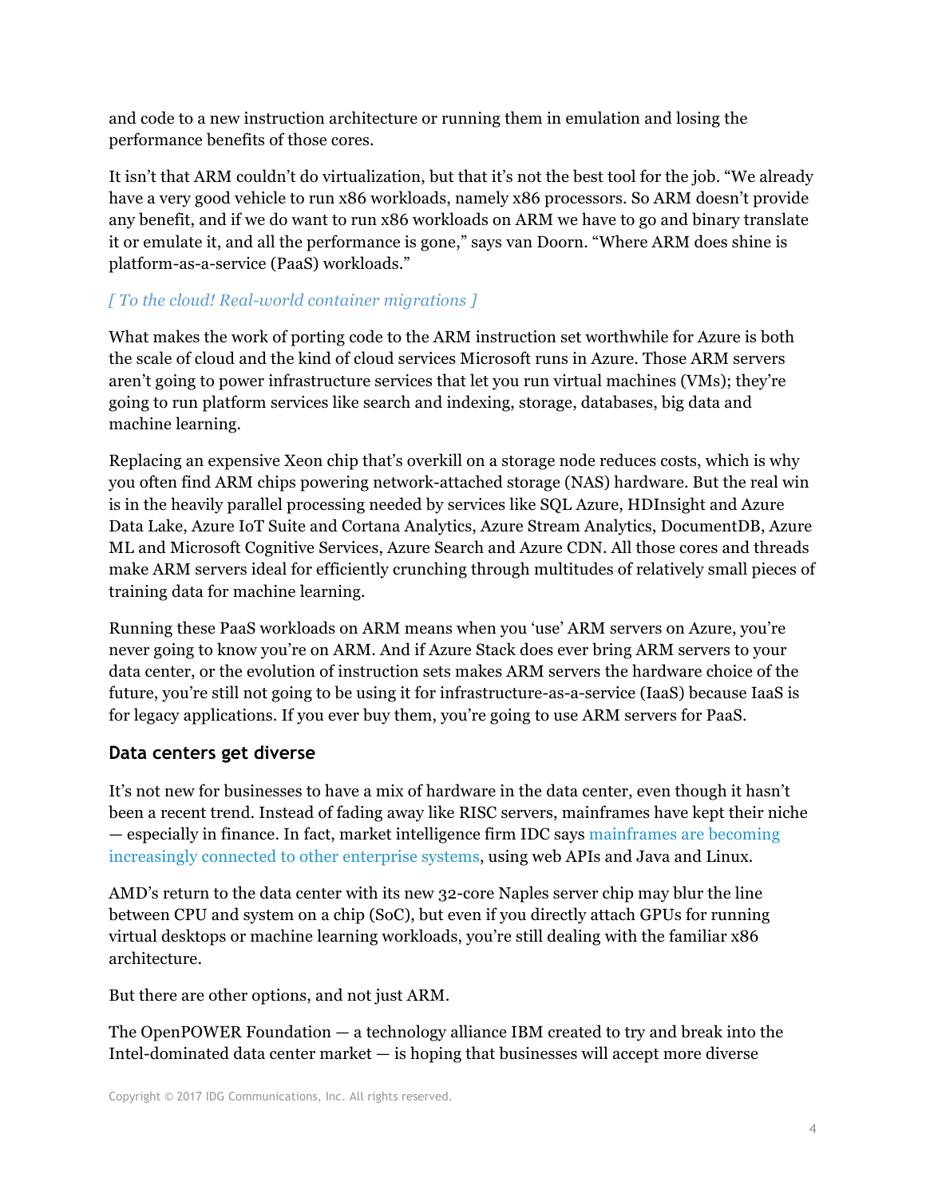and code to a new instruction architecture or running them in emulation and losing the performance benefits of those cores.

It isn't that ARM couldn't do virtualization, but that it's not the best tool for the job. "We already have a very good vehicle to run x86 workloads, namely x86 processors. So ARM doesn't provide any benefit, and if we do want to run x86 workloads on ARM we have to go and binary translate it or emulate it, and all the performance is gone," says van Doorn. "Where ARM does shine is platform-as-a-service (PaaS) workloads."

*[ To the cloud! Real-world container migrations ]*

What makes the work of porting code to the ARM instruction set worthwhile for Azure is both the scale of cloud and the kind of cloud services Microsoft runs in Azure. Those ARM servers aren't going to power infrastructure services that let you run virtual machines (VMs); they're going to run platform services like search and indexing, storage, databases, big data and machine learning.

Replacing an expensive Xeon chip that's overkill on a storage node reduces costs, which is why you often find ARM chips powering network-attached storage (NAS) hardware. But the real win is in the heavily parallel processing needed by services like SQL Azure, HDInsight and Azure Data Lake, Azure IoT Suite and Cortana Analytics, Azure Stream Analytics, DocumentDB, Azure ML and Microsoft Cognitive Services, Azure Search and Azure CDN. All those cores and threads make ARM servers ideal for efficiently crunching through multitudes of relatively small pieces of training data for machine learning.

Running these PaaS workloads on ARM means when you 'use' ARM servers on Azure, you're never going to know you're on ARM. And if Azure Stack does ever bring ARM servers to your data center, or the evolution of instruction sets makes ARM servers the hardware choice of the future, you're still not going to be using it for infrastructure-as-a-service (IaaS) because IaaS is for legacy applications. If you ever buy them, you're going to use ARM servers for PaaS.

## Data centers get diverse

It's not new for businesses to have a mix of hardware in the data center, even though it hasn't been a recent trend. Instead of fading away like RISC servers, mainframes have kept their niche — especially in finance. In fact, market intelligence firm IDC says mainframes are becoming increasingly connected to other enterprise systems, using web APIs and Java and Linux.

AMD's return to the data center with its new 32-core Naples server chip may blur the line between CPU and system on a chip (SoC), but even if you directly attach GPUs for running virtual desktops or machine learning workloads, you're still dealing with the familiar x86 architecture.

But there are other options, and not just ARM.

The OpenPOWER Foundation — a technology alliance IBM created to try and break into the Intel-dominated data center market — is hoping that businesses will accept more diverse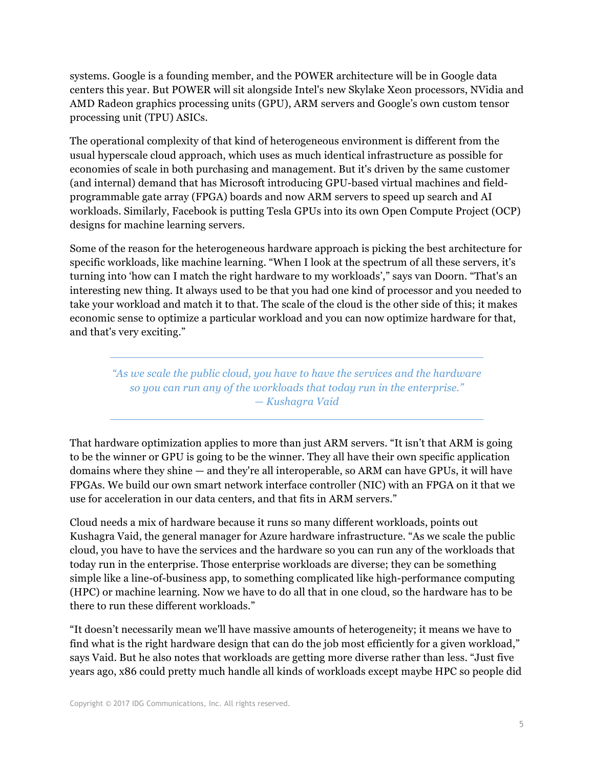systems. Google is a founding member, and the POWER architecture will be in Google data centers this year. But POWER will sit alongside Intel's new Skylake Xeon processors, NVidia and AMD Radeon graphics processing units (GPU), ARM servers and Google's own custom tensor processing unit (TPU) ASICs.

The operational complexity of that kind of heterogeneous environment is different from the usual hyperscale cloud approach, which uses as much identical infrastructure as possible for economies of scale in both purchasing and management. But it's driven by the same customer (and internal) demand that has Microsoft introducing GPU-based virtual machines and field-programmable gate array (FPGA) boards and now ARM servers to speed up search and AI workloads. Similarly, Facebook is putting Tesla GPUs into its own Open Compute Project (OCP) designs for machine learning servers.

Some of the reason for the heterogeneous hardware approach is picking the best architecture for specific workloads, like machine learning. "When I look at the spectrum of all these servers, it's turning into 'how can I match the right hardware to my workloads'," says van Doorn. "That's an interesting new thing. It always used to be that you had one kind of processor and you needed to take your workload and match it to that. The scale of the cloud is the other side of this; it makes economic sense to optimize a particular workload and you can now optimize hardware for that, and that's very exciting."

> *"As we scale the public cloud, you have to have the services and the hardware so you can run any of the workloads that today run in the enterprise."*
> *— Kushagra Vaid*

That hardware optimization applies to more than just ARM servers. "It isn't that ARM is going to be the winner or GPU is going to be the winner. They all have their own specific application domains where they shine — and they're all interoperable, so ARM can have GPUs, it will have FPGAs. We build our own smart network interface controller (NIC) with an FPGA on it that we use for acceleration in our data centers, and that fits in ARM servers."

Cloud needs a mix of hardware because it runs so many different workloads, points out Kushagra Vaid, the general manager for Azure hardware infrastructure. "As we scale the public cloud, you have to have the services and the hardware so you can run any of the workloads that today run in the enterprise. Those enterprise workloads are diverse; they can be something simple like a line-of-business app, to something complicated like high-performance computing (HPC) or machine learning. Now we have to do all that in one cloud, so the hardware has to be there to run these different workloads."

"It doesn't necessarily mean we'll have massive amounts of heterogeneity; it means we have to find what is the right hardware design that can do the job most efficiently for a given workload," says Vaid. But he also notes that workloads are getting more diverse rather than less. "Just five years ago, x86 could pretty much handle all kinds of workloads except maybe HPC so people did

Copyright © 2017 IDG Communications, Inc. All rights reserved.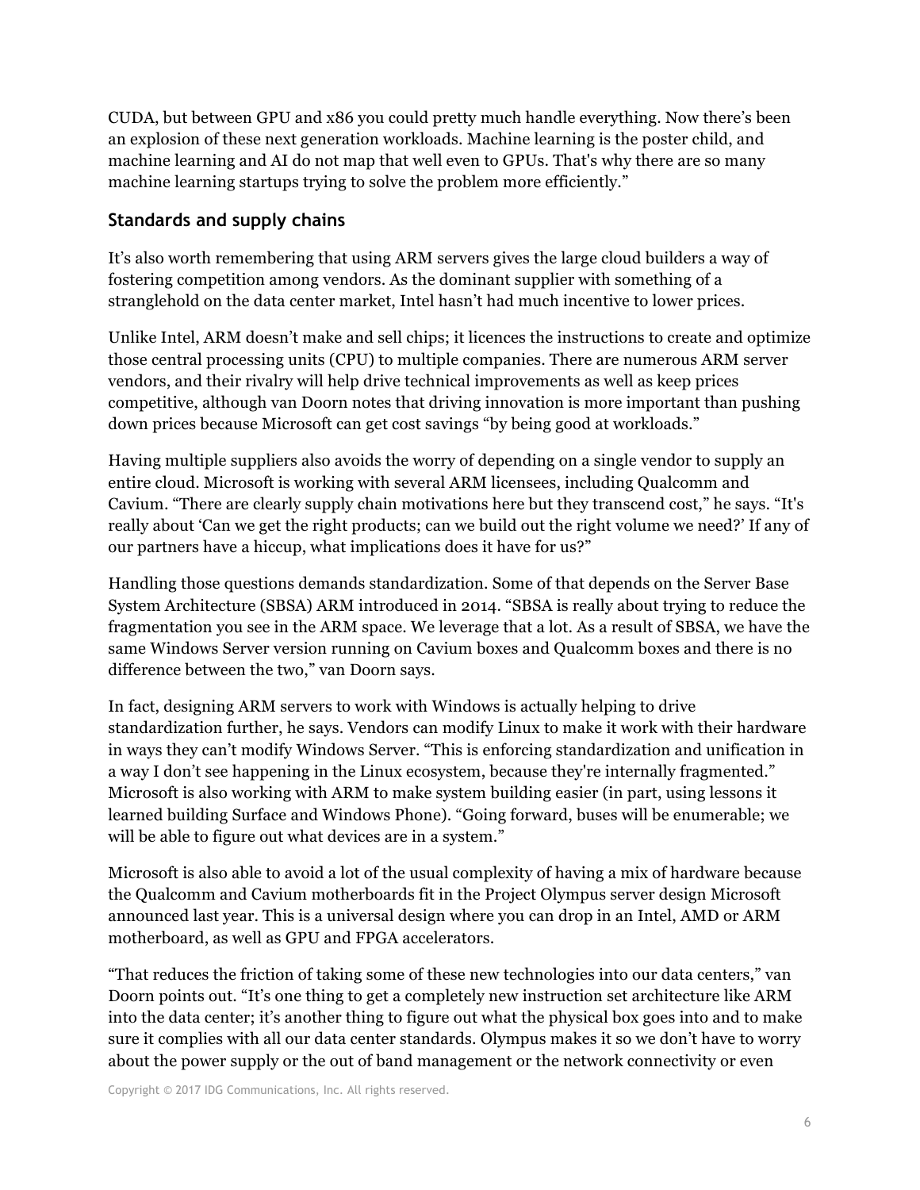CUDA, but between GPU and x86 you could pretty much handle everything. Now there's been an explosion of these next generation workloads. Machine learning is the poster child, and machine learning and AI do not map that well even to GPUs. That's why there are so many machine learning startups trying to solve the problem more efficiently."

## Standards and supply chains

It's also worth remembering that using ARM servers gives the large cloud builders a way of fostering competition among vendors. As the dominant supplier with something of a stranglehold on the data center market, Intel hasn't had much incentive to lower prices.

Unlike Intel, ARM doesn't make and sell chips; it licences the instructions to create and optimize those central processing units (CPU) to multiple companies. There are numerous ARM server vendors, and their rivalry will help drive technical improvements as well as keep prices competitive, although van Doorn notes that driving innovation is more important than pushing down prices because Microsoft can get cost savings "by being good at workloads."

Having multiple suppliers also avoids the worry of depending on a single vendor to supply an entire cloud. Microsoft is working with several ARM licensees, including Qualcomm and Cavium. "There are clearly supply chain motivations here but they transcend cost," he says. "It's really about 'Can we get the right products; can we build out the right volume we need?' If any of our partners have a hiccup, what implications does it have for us?"

Handling those questions demands standardization. Some of that depends on the Server Base System Architecture (SBSA) ARM introduced in 2014. "SBSA is really about trying to reduce the fragmentation you see in the ARM space. We leverage that a lot. As a result of SBSA, we have the same Windows Server version running on Cavium boxes and Qualcomm boxes and there is no difference between the two," van Doorn says.

In fact, designing ARM servers to work with Windows is actually helping to drive standardization further, he says. Vendors can modify Linux to make it work with their hardware in ways they can't modify Windows Server. "This is enforcing standardization and unification in a way I don't see happening in the Linux ecosystem, because they're internally fragmented." Microsoft is also working with ARM to make system building easier (in part, using lessons it learned building Surface and Windows Phone). "Going forward, buses will be enumerable; we will be able to figure out what devices are in a system."

Microsoft is also able to avoid a lot of the usual complexity of having a mix of hardware because the Qualcomm and Cavium motherboards fit in the Project Olympus server design Microsoft announced last year. This is a universal design where you can drop in an Intel, AMD or ARM motherboard, as well as GPU and FPGA accelerators.

"That reduces the friction of taking some of these new technologies into our data centers," van Doorn points out. "It's one thing to get a completely new instruction set architecture like ARM into the data center; it's another thing to figure out what the physical box goes into and to make sure it complies with all our data center standards. Olympus makes it so we don't have to worry about the power supply or the out of band management or the network connectivity or even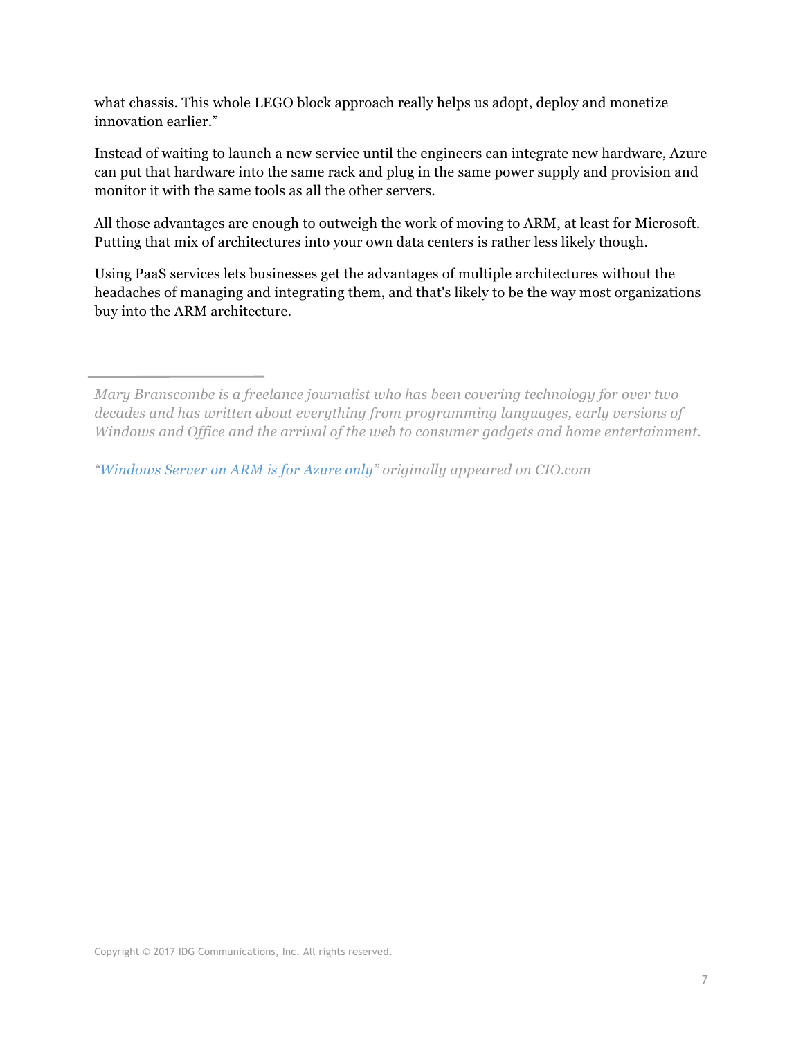what chassis. This whole LEGO block approach really helps us adopt, deploy and monetize innovation earlier."

Instead of waiting to launch a new service until the engineers can integrate new hardware, Azure can put that hardware into the same rack and plug in the same power supply and provision and monitor it with the same tools as all the other servers.

All those advantages are enough to outweigh the work of moving to ARM, at least for Microsoft. Putting that mix of architectures into your own data centers is rather less likely though.

Using PaaS services lets businesses get the advantages of multiple architectures without the headaches of managing and integrating them, and that's likely to be the way most organizations buy into the ARM architecture.

---

*Mary Branscombe is a freelance journalist who has been covering technology for over two decades and has written about everything from programming languages, early versions of Windows and Office and the arrival of the web to consumer gadgets and home entertainment.*

*"Windows Server on ARM is for Azure only" originally appeared on CIO.com*

Copyright © 2017 IDG Communications, Inc. All rights reserved.